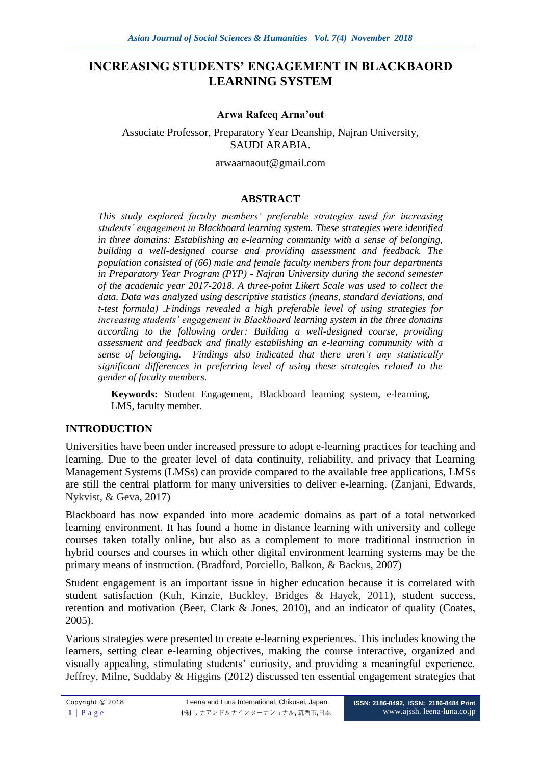# INCREASING STUDENTS' ENGAGEMENT IN BLACKBAORD LEARNING SYSTEM

**Arwa Rafeeq Arna'out**

Associate Professor, Preparatory Year Deanship, Najran University, SAUDI ARABIA.

arwaarnaout@gmail.com

## ABSTRACT

*This study explored faculty members' preferable strategies used for increasing students' engagement in Blackboard learning system. These strategies were identified in three domains: Establishing an e-learning community with a sense of belonging, building a well-designed course and providing assessment and feedback. The population consisted of (66) male and female faculty members from four departments in Preparatory Year Program (PYP) - Najran University during the second semester of the academic year 2017-2018. A three-point Likert Scale was used to collect the data. Data was analyzed using descriptive statistics (means, standard deviations, and t-test formula) .Findings revealed a high preferable level of using strategies for increasing students' engagement in Blackboard learning system in the three domains according to the following order: Building a well-designed course, providing assessment and feedback and finally establishing an e-learning community with a sense of belonging. Findings also indicated that there aren't any statistically significant differences in preferring level of using these strategies related to the gender of faculty members.*

**Keywords:** Student Engagement, Blackboard learning system, e-learning, LMS, faculty member.

## INTRODUCTION

Universities have been under increased pressure to adopt e-learning practices for teaching and learning. Due to the greater level of data continuity, reliability, and privacy that Learning Management Systems (LMSs) can provide compared to the available free applications, LMSs are still the central platform for many universities to deliver e-learning. (Zanjani, Edwards, Nykvist, & Geva, 2017)

Blackboard has now expanded into more academic domains as part of a total networked learning environment. It has found a home in distance learning with university and college courses taken totally online, but also as a complement to more traditional instruction in hybrid courses and courses in which other digital environment learning systems may be the primary means of instruction. (Bradford, Porciello, Balkon, & Backus, 2007)

Student engagement is an important issue in higher education because it is correlated with student satisfaction (Kuh, Kinzie, Buckley, Bridges & Hayek, 2011), student success, retention and motivation (Beer, Clark & Jones, 2010), and an indicator of quality (Coates, 2005).

Various strategies were presented to create e-learning experiences. This includes knowing the learners, setting clear e-learning objectives, making the course interactive, organized and visually appealing, stimulating students' curiosity, and providing a meaningful experience. Jeffrey, Milne, Suddaby & Higgins (2012) discussed ten essential engagement strategies that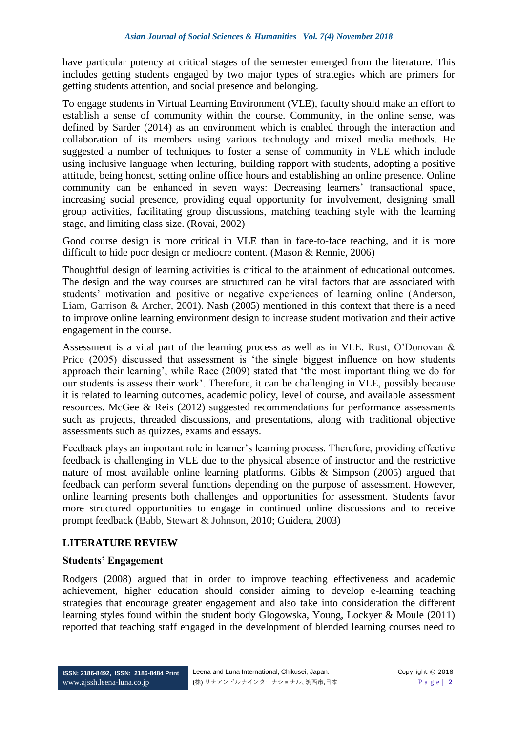have particular potency at critical stages of the semester emerged from the literature. This includes getting students engaged by two major types of strategies which are primers for getting students attention, and social presence and belonging.

To engage students in Virtual Learning Environment (VLE), faculty should make an effort to establish a sense of community within the course. Community, in the online sense, was defined by Sarder (2014) as an environment which is enabled through the interaction and collaboration of its members using various technology and mixed media methods. He suggested a number of techniques to foster a sense of community in VLE which include using inclusive language when lecturing, building rapport with students, adopting a positive attitude, being honest, setting online office hours and establishing an online presence. Online community can be enhanced in seven ways: Decreasing learners' transactional space, increasing social presence, providing equal opportunity for involvement, designing small group activities, facilitating group discussions, matching teaching style with the learning stage, and limiting class size. (Rovai, 2002)

Good course design is more critical in VLE than in face-to-face teaching, and it is more difficult to hide poor design or mediocre content. (Mason & Rennie, 2006)

Thoughtful design of learning activities is critical to the attainment of educational outcomes. The design and the way courses are structured can be vital factors that are associated with students' motivation and positive or negative experiences of learning online (Anderson, Liam, Garrison & Archer, 2001). Nash (2005) mentioned in this context that there is a need to improve online learning environment design to increase student motivation and their active engagement in the course.

Assessment is a vital part of the learning process as well as in VLE. Rust, O'Donovan & Price (2005) discussed that assessment is 'the single biggest influence on how students approach their learning', while Race (2009) stated that 'the most important thing we do for our students is assess their work'. Therefore, it can be challenging in VLE, possibly because it is related to learning outcomes, academic policy, level of course, and available assessment resources. McGee & Reis (2012) suggested recommendations for performance assessments such as projects, threaded discussions, and presentations, along with traditional objective assessments such as quizzes, exams and essays.

Feedback plays an important role in learner's learning process. Therefore, providing effective feedback is challenging in VLE due to the physical absence of instructor and the restrictive nature of most available online learning platforms. Gibbs & Simpson (2005) argued that feedback can perform several functions depending on the purpose of assessment. However, online learning presents both challenges and opportunities for assessment. Students favor more structured opportunities to engage in continued online discussions and to receive prompt feedback (Babb, Stewart & Johnson, 2010; Guidera, 2003)

## LITERATURE REVIEW

### Students' Engagement

Rodgers (2008) argued that in order to improve teaching effectiveness and academic achievement, higher education should consider aiming to develop e-learning teaching strategies that encourage greater engagement and also take into consideration the different learning styles found within the student body Glogowska, Young, Lockyer & Moule (2011) reported that teaching staff engaged in the development of blended learning courses need to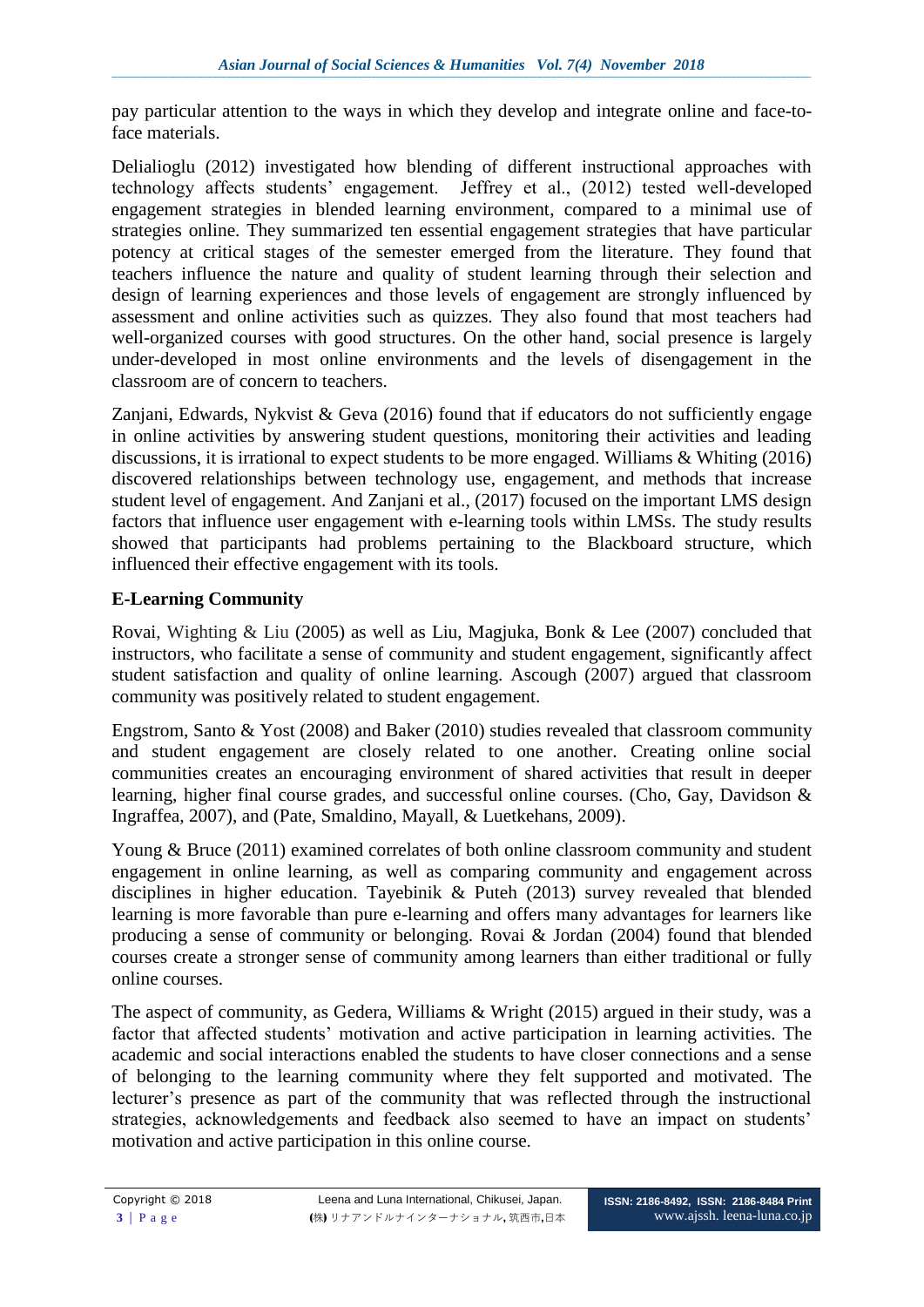pay particular attention to the ways in which they develop and integrate online and face-to-face materials.

Delialioglu (2012) investigated how blending of different instructional approaches with technology affects students' engagement. Jeffrey et al., (2012) tested well-developed engagement strategies in blended learning environment, compared to a minimal use of strategies online. They summarized ten essential engagement strategies that have particular potency at critical stages of the semester emerged from the literature. They found that teachers influence the nature and quality of student learning through their selection and design of learning experiences and those levels of engagement are strongly influenced by assessment and online activities such as quizzes. They also found that most teachers had well-organized courses with good structures. On the other hand, social presence is largely under-developed in most online environments and the levels of disengagement in the classroom are of concern to teachers.

Zanjani, Edwards, Nykvist & Geva (2016) found that if educators do not sufficiently engage in online activities by answering student questions, monitoring their activities and leading discussions, it is irrational to expect students to be more engaged. Williams & Whiting (2016) discovered relationships between technology use, engagement, and methods that increase student level of engagement. And Zanjani et al., (2017) focused on the important LMS design factors that influence user engagement with e-learning tools within LMSs. The study results showed that participants had problems pertaining to the Blackboard structure, which influenced their effective engagement with its tools.

## E-Learning Community

Rovai, Wighting & Liu (2005) as well as Liu, Magjuka, Bonk & Lee (2007) concluded that instructors, who facilitate a sense of community and student engagement, significantly affect student satisfaction and quality of online learning. Ascough (2007) argued that classroom community was positively related to student engagement.

Engstrom, Santo & Yost (2008) and Baker (2010) studies revealed that classroom community and student engagement are closely related to one another. Creating online social communities creates an encouraging environment of shared activities that result in deeper learning, higher final course grades, and successful online courses. (Cho, Gay, Davidson & Ingraffea, 2007), and (Pate, Smaldino, Mayall, & Luetkehans, 2009).

Young & Bruce (2011) examined correlates of both online classroom community and student engagement in online learning, as well as comparing community and engagement across disciplines in higher education. Tayebinik & Puteh (2013) survey revealed that blended learning is more favorable than pure e-learning and offers many advantages for learners like producing a sense of community or belonging. Rovai & Jordan (2004) found that blended courses create a stronger sense of community among learners than either traditional or fully online courses.

The aspect of community, as Gedera, Williams & Wright (2015) argued in their study, was a factor that affected students' motivation and active participation in learning activities. The academic and social interactions enabled the students to have closer connections and a sense of belonging to the learning community where they felt supported and motivated. The lecturer's presence as part of the community that was reflected through the instructional strategies, acknowledgements and feedback also seemed to have an impact on students' motivation and active participation in this online course.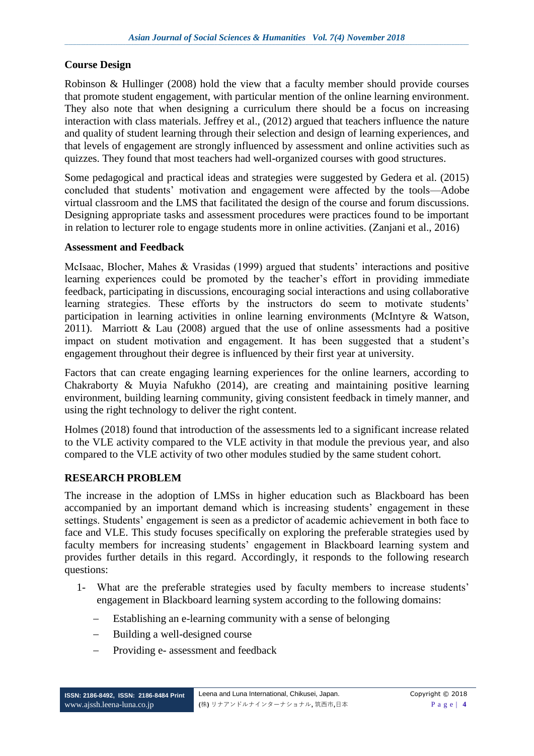**Course Design**

Robinson & Hullinger (2008) hold the view that a faculty member should provide courses that promote student engagement, with particular mention of the online learning environment. They also note that when designing a curriculum there should be a focus on increasing interaction with class materials. Jeffrey et al., (2012) argued that teachers influence the nature and quality of student learning through their selection and design of learning experiences, and that levels of engagement are strongly influenced by assessment and online activities such as quizzes. They found that most teachers had well-organized courses with good structures.

Some pedagogical and practical ideas and strategies were suggested by Gedera et al. (2015) concluded that students' motivation and engagement were affected by the tools—Adobe virtual classroom and the LMS that facilitated the design of the course and forum discussions. Designing appropriate tasks and assessment procedures were practices found to be important in relation to lecturer role to engage students more in online activities. (Zanjani et al., 2016)

**Assessment and Feedback**

McIsaac, Blocher, Mahes & Vrasidas (1999) argued that students' interactions and positive learning experiences could be promoted by the teacher's effort in providing immediate feedback, participating in discussions, encouraging social interactions and using collaborative learning strategies. These efforts by the instructors do seem to motivate students' participation in learning activities in online learning environments (McIntyre & Watson, 2011). Marriott & Lau (2008) argued that the use of online assessments had a positive impact on student motivation and engagement. It has been suggested that a student's engagement throughout their degree is influenced by their first year at university.

Factors that can create engaging learning experiences for the online learners, according to Chakraborty & Muyia Nafukho (2014), are creating and maintaining positive learning environment, building learning community, giving consistent feedback in timely manner, and using the right technology to deliver the right content.

Holmes (2018) found that introduction of the assessments led to a significant increase related to the VLE activity compared to the VLE activity in that module the previous year, and also compared to the VLE activity of two other modules studied by the same student cohort.

## RESEARCH PROBLEM

The increase in the adoption of LMSs in higher education such as Blackboard has been accompanied by an important demand which is increasing students' engagement in these settings. Students' engagement is seen as a predictor of academic achievement in both face to face and VLE. This study focuses specifically on exploring the preferable strategies used by faculty members for increasing students' engagement in Blackboard learning system and provides further details in this regard. Accordingly, it responds to the following research questions:

1- What are the preferable strategies used by faculty members to increase students' engagement in Blackboard learning system according to the following domains:
   - Establishing an e-learning community with a sense of belonging
   - Building a well-designed course
   - Providing e- assessment and feedback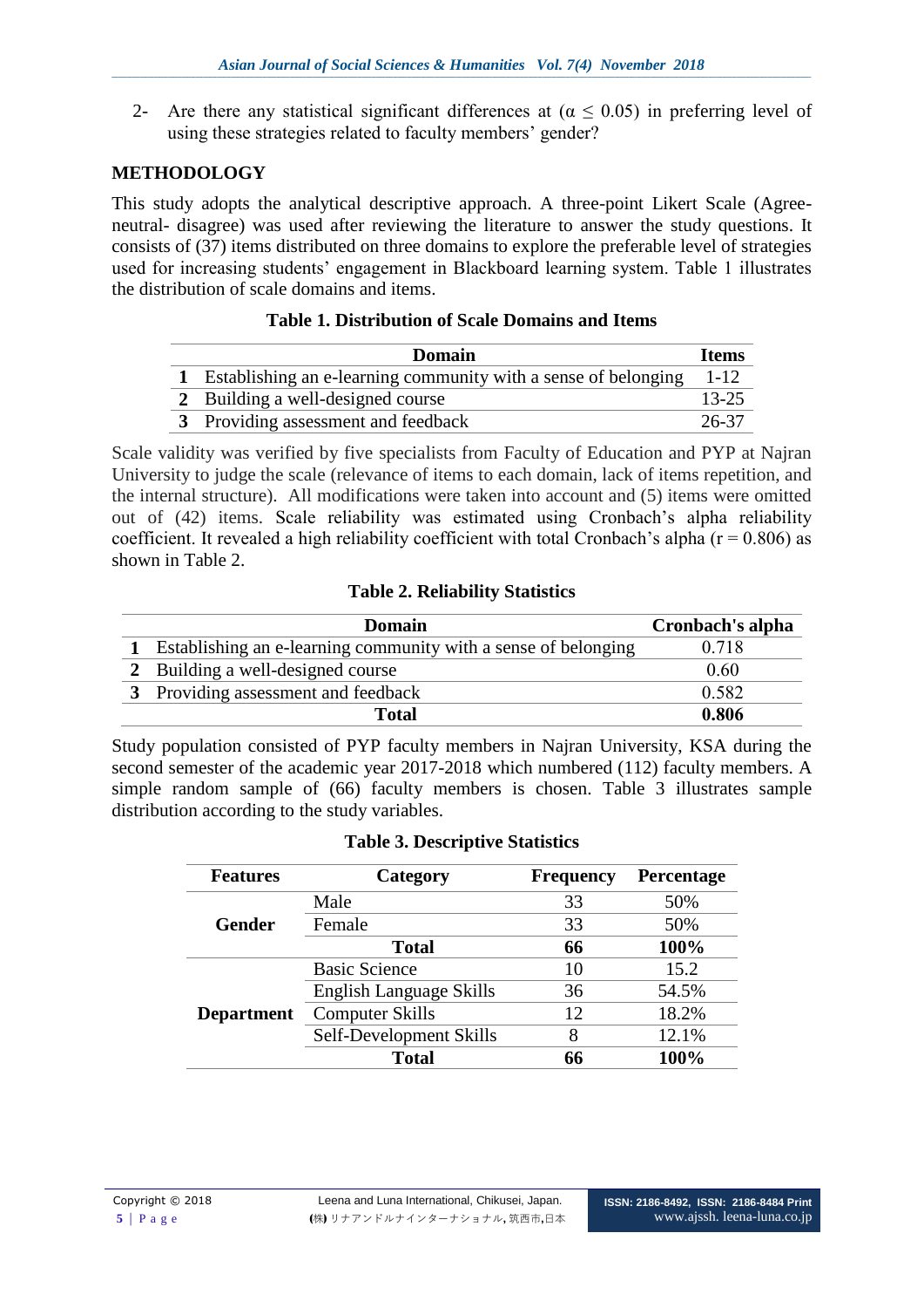2- Are there any statistical significant differences at ($\alpha \leq 0.05$) in preferring level of using these strategies related to faculty members' gender?

## METHODOLOGY

This study adopts the analytical descriptive approach. A three-point Likert Scale (Agree-neutral- disagree) was used after reviewing the literature to answer the study questions. It consists of (37) items distributed on three domains to explore the preferable level of strategies used for increasing students' engagement in Blackboard learning system. Table 1 illustrates the distribution of scale domains and items.

**Table 1. Distribution of Scale Domains and Items**

| | Domain | Items |
|---|---|---|
| **1** | Establishing an e-learning community with a sense of belonging | 1-12 |
| **2** | Building a well-designed course | 13-25 |
| **3** | Providing assessment and feedback | 26-37 |

Scale validity was verified by five specialists from Faculty of Education and PYP at Najran University to judge the scale (relevance of items to each domain, lack of items repetition, and the internal structure). All modifications were taken into account and (5) items were omitted out of (42) items. Scale reliability was estimated using Cronbach's alpha reliability coefficient. It revealed a high reliability coefficient with total Cronbach's alpha (r = 0.806) as shown in Table 2.

**Table 2. Reliability Statistics**

| | Domain | Cronbach's alpha |
|---|---|---|
| **1** | Establishing an e-learning community with a sense of belonging | 0.718 |
| **2** | Building a well-designed course | 0.60 |
| **3** | Providing assessment and feedback | 0.582 |
| | **Total** | **0.806** |

Study population consisted of PYP faculty members in Najran University, KSA during the second semester of the academic year 2017-2018 which numbered (112) faculty members. A simple random sample of (66) faculty members is chosen. Table 3 illustrates sample distribution according to the study variables.

**Table 3. Descriptive Statistics**

| Features | Category | Frequency | Percentage |
|---|---|---|---|
| **Gender** | Male | 33 | 50% |
| | Female | 33 | 50% |
| | **Total** | **66** | **100%** |
| **Department** | Basic Science | 10 | 15.2 |
| | English Language Skills | 36 | 54.5% |
| | Computer Skills | 12 | 18.2% |
| | Self-Development Skills | 8 | 12.1% |
| | **Total** | **66** | **100%** |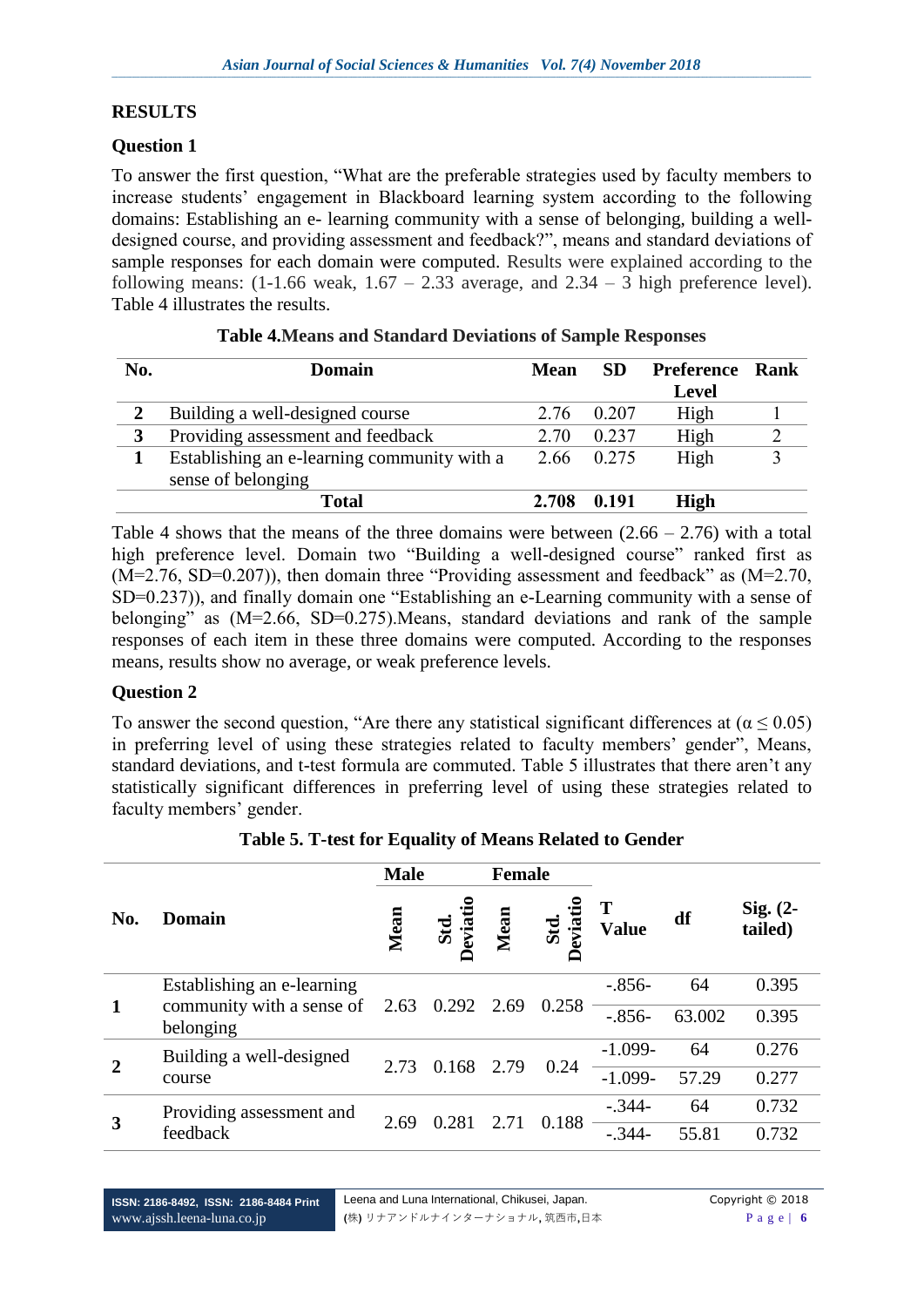## RESULTS

### Question 1

To answer the first question, "What are the preferable strategies used by faculty members to increase students' engagement in Blackboard learning system according to the following domains: Establishing an e- learning community with a sense of belonging, building a well-designed course, and providing assessment and feedback?", means and standard deviations of sample responses for each domain were computed. Results were explained according to the following means: (1-1.66 weak, 1.67 – 2.33 average, and 2.34 – 3 high preference level). Table 4 illustrates the results.

**Table 4.Means and Standard Deviations of Sample Responses**

| No. | Domain | Mean | SD | Preference Level | Rank |
|---|---|---|---|---|---|
| **2** | Building a well-designed course | 2.76 | 0.207 | High | 1 |
| **3** | Providing assessment and feedback | 2.70 | 0.237 | High | 2 |
| **1** | Establishing an e-learning community with a sense of belonging | 2.66 | 0.275 | High | 3 |
| | **Total** | **2.708** | **0.191** | **High** | |

Table 4 shows that the means of the three domains were between (2.66 – 2.76) with a total high preference level. Domain two "Building a well-designed course" ranked first as (M=2.76, SD=0.207)), then domain three "Providing assessment and feedback" as (M=2.70, SD=0.237)), and finally domain one "Establishing an e-Learning community with a sense of belonging" as (M=2.66, SD=0.275).Means, standard deviations and rank of the sample responses of each item in these three domains were computed. According to the responses means, results show no average, or weak preference levels.

### Question 2

To answer the second question, "Are there any statistical significant differences at ($\alpha \leq 0.05$) in preferring level of using these strategies related to faculty members' gender", Means, standard deviations, and t-test formula are commuted. Table 5 illustrates that there aren't any statistically significant differences in preferring level of using these strategies related to faculty members' gender.

**Table 5. T-test for Equality of Means Related to Gender**

| No. | Domain | Male | | Female | | T Value | df | Sig. (2-tailed) |
|---|---|---|---|---|---|---|---|---|
| | | Mean | Std. Deviatio | Mean | Std. Deviatio | | | |
| 1 | Establishing an e-learning community with a sense of belonging | 2.63 | 0.292 | 2.69 | 0.258 | -.856- | 64 | 0.395 |
| | | | | | | -.856- | 63.002 | 0.395 |
| 2 | Building a well-designed course | 2.73 | 0.168 | 2.79 | 0.24 | -1.099- | 64 | 0.276 |
| | | | | | | -1.099- | 57.29 | 0.277 |
| 3 | Providing assessment and feedback | 2.69 | 0.281 | 2.71 | 0.188 | -.344- | 64 | 0.732 |
| | | | | | | -.344- | 55.81 | 0.732 |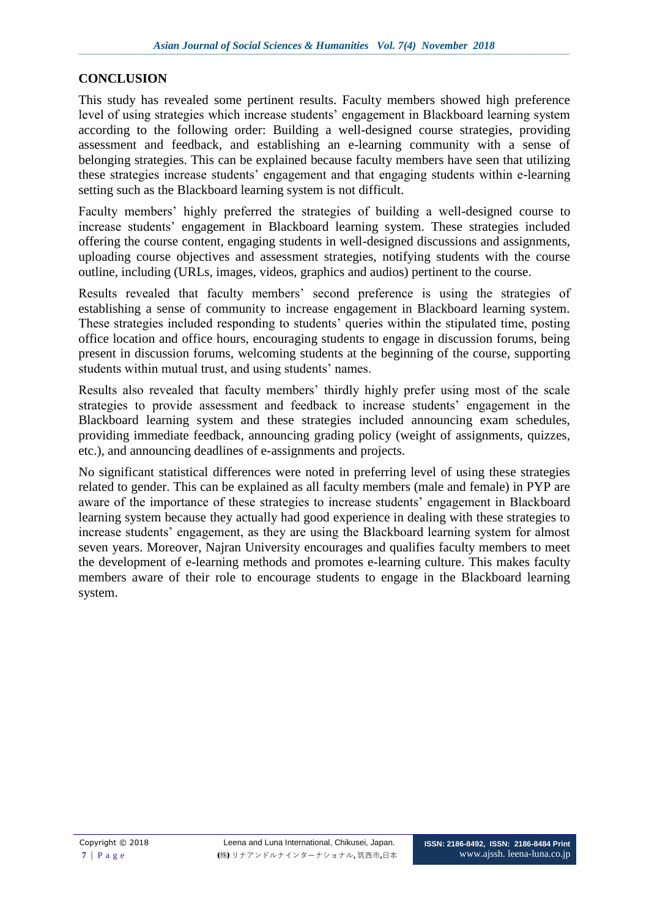## CONCLUSION

This study has revealed some pertinent results. Faculty members showed high preference level of using strategies which increase students' engagement in Blackboard learning system according to the following order: Building a well-designed course strategies, providing assessment and feedback, and establishing an e-learning community with a sense of belonging strategies. This can be explained because faculty members have seen that utilizing these strategies increase students' engagement and that engaging students within e-learning setting such as the Blackboard learning system is not difficult.

Faculty members' highly preferred the strategies of building a well-designed course to increase students' engagement in Blackboard learning system. These strategies included offering the course content, engaging students in well-designed discussions and assignments, uploading course objectives and assessment strategies, notifying students with the course outline, including (URLs, images, videos, graphics and audios) pertinent to the course.

Results revealed that faculty members' second preference is using the strategies of establishing a sense of community to increase engagement in Blackboard learning system. These strategies included responding to students' queries within the stipulated time, posting office location and office hours, encouraging students to engage in discussion forums, being present in discussion forums, welcoming students at the beginning of the course, supporting students within mutual trust, and using students' names.

Results also revealed that faculty members' thirdly highly prefer using most of the scale strategies to provide assessment and feedback to increase students' engagement in the Blackboard learning system and these strategies included announcing exam schedules, providing immediate feedback, announcing grading policy (weight of assignments, quizzes, etc.), and announcing deadlines of e-assignments and projects.

No significant statistical differences were noted in preferring level of using these strategies related to gender. This can be explained as all faculty members (male and female) in PYP are aware of the importance of these strategies to increase students' engagement in Blackboard learning system because they actually had good experience in dealing with these strategies to increase students' engagement, as they are using the Blackboard learning system for almost seven years. Moreover, Najran University encourages and qualifies faculty members to meet the development of e-learning methods and promotes e-learning culture. This makes faculty members aware of their role to encourage students to engage in the Blackboard learning system.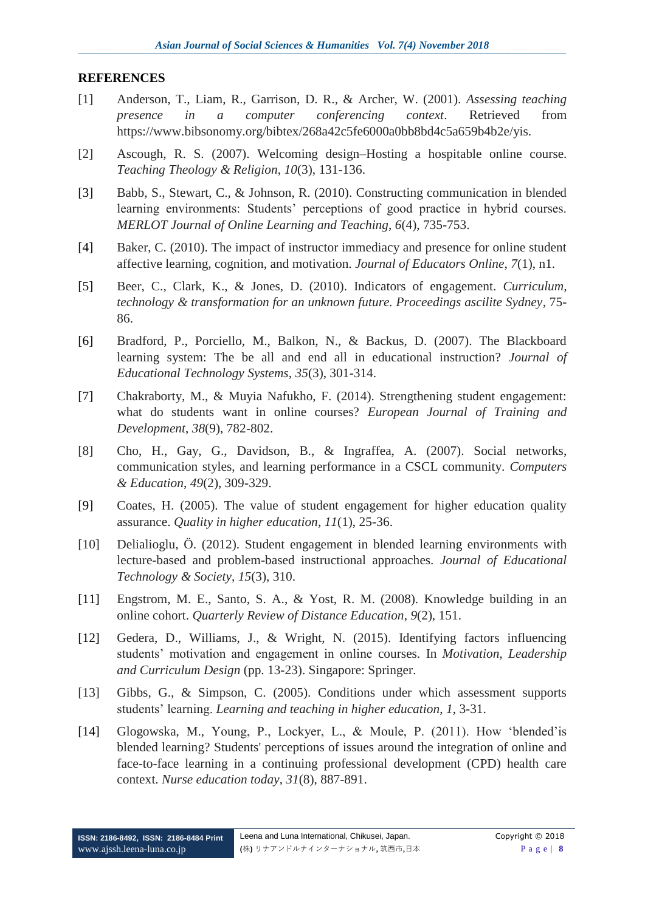## REFERENCES

[1] Anderson, T., Liam, R., Garrison, D. R., & Archer, W. (2001). *Assessing teaching presence in a computer conferencing context*. Retrieved from https://www.bibsonomy.org/bibtex/268a42c5fe6000a0bb8bd4c5a659b4b2e/yis.

[2] Ascough, R. S. (2007). Welcoming design–Hosting a hospitable online course. *Teaching Theology & Religion*, *10*(3), 131-136.

[3] Babb, S., Stewart, C., & Johnson, R. (2010). Constructing communication in blended learning environments: Students' perceptions of good practice in hybrid courses. *MERLOT Journal of Online Learning and Teaching*, *6*(4), 735-753.

[4] Baker, C. (2010). The impact of instructor immediacy and presence for online student affective learning, cognition, and motivation. *Journal of Educators Online*, *7*(1), n1.

[5] Beer, C., Clark, K., & Jones, D. (2010). Indicators of engagement. *Curriculum, technology & transformation for an unknown future. Proceedings ascilite Sydney*, 75-86.

[6] Bradford, P., Porciello, M., Balkon, N., & Backus, D. (2007). The Blackboard learning system: The be all and end all in educational instruction? *Journal of Educational Technology Systems*, *35*(3), 301-314.

[7] Chakraborty, M., & Muyia Nafukho, F. (2014). Strengthening student engagement: what do students want in online courses? *European Journal of Training and Development*, *38*(9), 782-802.

[8] Cho, H., Gay, G., Davidson, B., & Ingraffea, A. (2007). Social networks, communication styles, and learning performance in a CSCL community. *Computers & Education*, *49*(2), 309-329.

[9] Coates, H. (2005). The value of student engagement for higher education quality assurance. *Quality in higher education*, *11*(1), 25-36.

[10] Delialioglu, Ö. (2012). Student engagement in blended learning environments with lecture-based and problem-based instructional approaches. *Journal of Educational Technology & Society*, *15*(3), 310.

[11] Engstrom, M. E., Santo, S. A., & Yost, R. M. (2008). Knowledge building in an online cohort. *Quarterly Review of Distance Education*, *9*(2), 151.

[12] Gedera, D., Williams, J., & Wright, N. (2015). Identifying factors influencing students' motivation and engagement in online courses. In *Motivation, Leadership and Curriculum Design* (pp. 13-23). Singapore: Springer.

[13] Gibbs, G., & Simpson, C. (2005). Conditions under which assessment supports students' learning. *Learning and teaching in higher education*, *1*, 3-31.

[14] Glogowska, M., Young, P., Lockyer, L., & Moule, P. (2011). How 'blended'is blended learning? Students' perceptions of issues around the integration of online and face-to-face learning in a continuing professional development (CPD) health care context. *Nurse education today*, *31*(8), 887-891.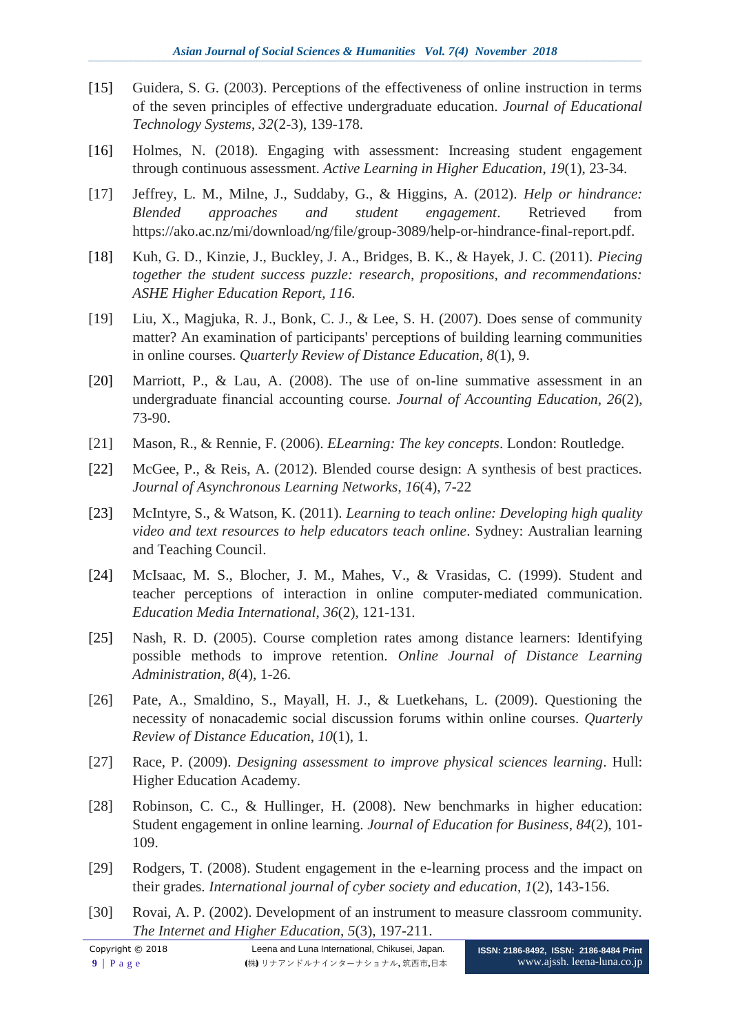[15] Guidera, S. G. (2003). Perceptions of the effectiveness of online instruction in terms of the seven principles of effective undergraduate education. *Journal of Educational Technology Systems*, *32*(2-3), 139-178.

[16] Holmes, N. (2018). Engaging with assessment: Increasing student engagement through continuous assessment. *Active Learning in Higher Education*, *19*(1), 23-34.

[17] Jeffrey, L. M., Milne, J., Suddaby, G., & Higgins, A. (2012). *Help or hindrance: Blended approaches and student engagement*. Retrieved from https://ako.ac.nz/mi/download/ng/file/group-3089/help-or-hindrance-final-report.pdf.

[18] Kuh, G. D., Kinzie, J., Buckley, J. A., Bridges, B. K., & Hayek, J. C. (2011). *Piecing together the student success puzzle: research, propositions, and recommendations: ASHE Higher Education Report, 116*.

[19] Liu, X., Magjuka, R. J., Bonk, C. J., & Lee, S. H. (2007). Does sense of community matter? An examination of participants' perceptions of building learning communities in online courses. *Quarterly Review of Distance Education*, *8*(1), 9.

[20] Marriott, P., & Lau, A. (2008). The use of on-line summative assessment in an undergraduate financial accounting course. *Journal of Accounting Education*, *26*(2), 73-90.

[21] Mason, R., & Rennie, F. (2006). *ELearning: The key concepts*. London: Routledge.

[22] McGee, P., & Reis, A. (2012). Blended course design: A synthesis of best practices. *Journal of Asynchronous Learning Networks*, *16*(4), 7-22

[23] McIntyre, S., & Watson, K. (2011). *Learning to teach online: Developing high quality video and text resources to help educators teach online*. Sydney: Australian learning and Teaching Council.

[24] McIsaac, M. S., Blocher, J. M., Mahes, V., & Vrasidas, C. (1999). Student and teacher perceptions of interaction in online computer-mediated communication. *Education Media International*, *36*(2), 121-131.

[25] Nash, R. D. (2005). Course completion rates among distance learners: Identifying possible methods to improve retention. *Online Journal of Distance Learning Administration*, *8*(4), 1-26.

[26] Pate, A., Smaldino, S., Mayall, H. J., & Luetkehans, L. (2009). Questioning the necessity of nonacademic social discussion forums within online courses. *Quarterly Review of Distance Education*, *10*(1), 1.

[27] Race, P. (2009). *Designing assessment to improve physical sciences learning*. Hull: Higher Education Academy.

[28] Robinson, C. C., & Hullinger, H. (2008). New benchmarks in higher education: Student engagement in online learning. *Journal of Education for Business*, *84*(2), 101-109.

[29] Rodgers, T. (2008). Student engagement in the e-learning process and the impact on their grades. *International journal of cyber society and education*, *1*(2), 143-156.

[30] Rovai, A. P. (2002). Development of an instrument to measure classroom community. *The Internet and Higher Education*, *5*(3), 197-211.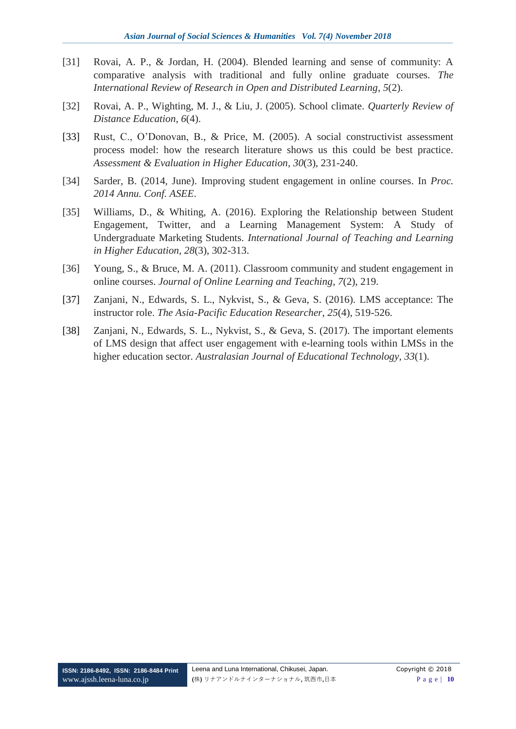[31] Rovai, A. P., & Jordan, H. (2004). Blended learning and sense of community: A comparative analysis with traditional and fully online graduate courses. *The International Review of Research in Open and Distributed Learning*, *5*(2).

[32] Rovai, A. P., Wighting, M. J., & Liu, J. (2005). School climate. *Quarterly Review of Distance Education*, *6*(4).

[33] Rust, C., O'Donovan, B., & Price, M. (2005). A social constructivist assessment process model: how the research literature shows us this could be best practice. *Assessment & Evaluation in Higher Education*, *30*(3), 231-240.

[34] Sarder, B. (2014, June). Improving student engagement in online courses. In *Proc. 2014 Annu. Conf. ASEE*.

[35] Williams, D., & Whiting, A. (2016). Exploring the Relationship between Student Engagement, Twitter, and a Learning Management System: A Study of Undergraduate Marketing Students. *International Journal of Teaching and Learning in Higher Education*, *28*(3), 302-313.

[36] Young, S., & Bruce, M. A. (2011). Classroom community and student engagement in online courses. *Journal of Online Learning and Teaching*, *7*(2), 219.

[37] Zanjani, N., Edwards, S. L., Nykvist, S., & Geva, S. (2016). LMS acceptance: The instructor role. *The Asia-Pacific Education Researcher*, *25*(4), 519-526.

[38] Zanjani, N., Edwards, S. L., Nykvist, S., & Geva, S. (2017). The important elements of LMS design that affect user engagement with e-learning tools within LMSs in the higher education sector. *Australasian Journal of Educational Technology*, *33*(1).